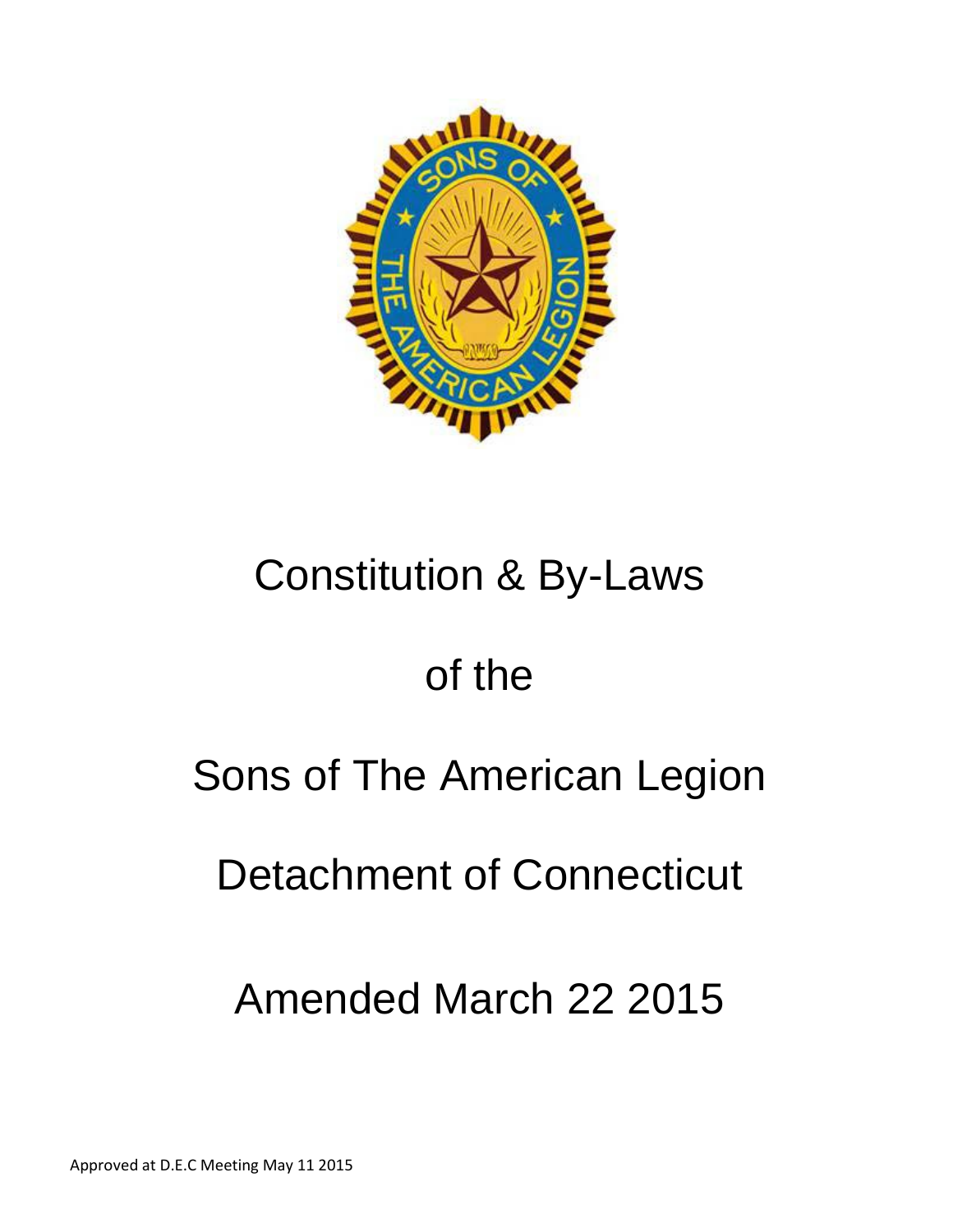# Constitution & By-Laws

# of the

# Sons of The American Legion

# Detachment of Connecticut

# Amended March 22 2015

Approved at D.E.C Meeting May 11 2015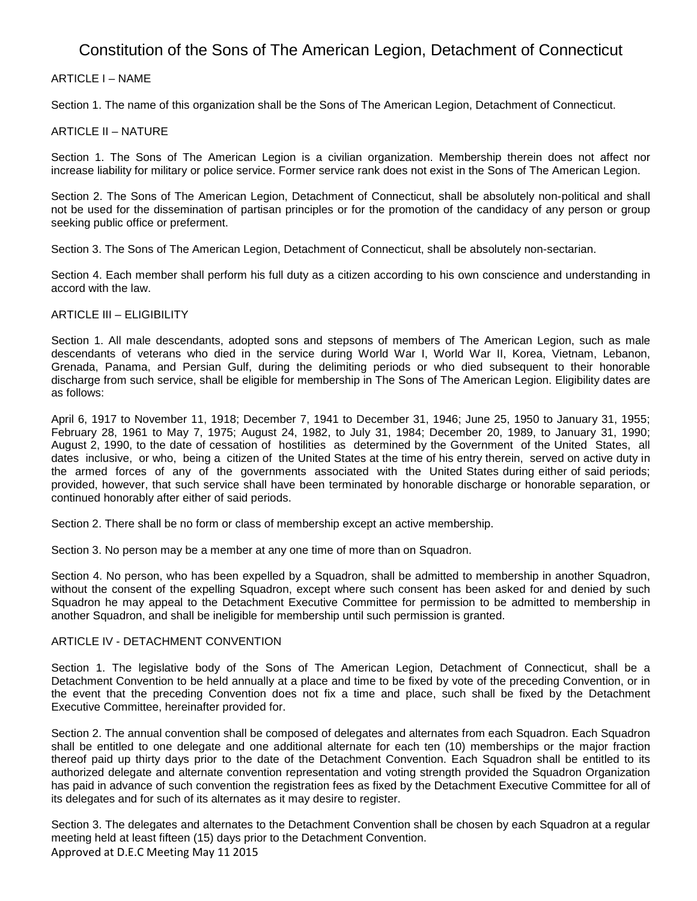# Constitution of the Sons of The American Legion, Detachment of Connecticut

## ARTICLE I – NAME

Section 1. The name of this organization shall be the Sons of The American Legion, Detachment of Connecticut.

## ARTICLE II – NATURE

Section 1. The Sons of The American Legion is a civilian organization. Membership therein does not affect nor increase liability for military or police service. Former service rank does not exist in the Sons of The American Legion.

Section 2. The Sons of The American Legion, Detachment of Connecticut, shall be absolutely non-political and shall not be used for the dissemination of partisan principles or for the promotion of the candidacy of any person or group seeking public office or preferment.

Section 3. The Sons of The American Legion, Detachment of Connecticut, shall be absolutely non-sectarian.

Section 4. Each member shall perform his full duty as a citizen according to his own conscience and understanding in accord with the law.

## ARTICLE III – ELIGIBILITY

Section 1. All male descendants, adopted sons and stepsons of members of The American Legion, such as male descendants of veterans who died in the service during World War I, World War II, Korea, Vietnam, Lebanon, Grenada, Panama, and Persian Gulf, during the delimiting periods or who died subsequent to their honorable discharge from such service, shall be eligible for membership in The Sons of The American Legion. Eligibility dates are as follows:

April 6, 1917 to November 11, 1918; December 7, 1941 to December 31, 1946; June 25, 1950 to January 31, 1955; February 28, 1961 to May 7, 1975; August 24, 1982, to July 31, 1984; December 20, 1989, to January 31, 1990; August 2, 1990, to the date of cessation of hostilities as determined by the Government of the United States, all dates inclusive, or who, being a citizen of the United States at the time of his entry therein, served on active duty in the armed forces of any of the governments associated with the United States during either of said periods; provided, however, that such service shall have been terminated by honorable discharge or honorable separation, or continued honorably after either of said periods.

Section 2. There shall be no form or class of membership except an active membership.

Section 3. No person may be a member at any one time of more than on Squadron.

Section 4. No person, who has been expelled by a Squadron, shall be admitted to membership in another Squadron, without the consent of the expelling Squadron, except where such consent has been asked for and denied by such Squadron he may appeal to the Detachment Executive Committee for permission to be admitted to membership in another Squadron, and shall be ineligible for membership until such permission is granted.

## ARTICLE IV - DETACHMENT CONVENTION

Section 1. The legislative body of the Sons of The American Legion, Detachment of Connecticut, shall be a Detachment Convention to be held annually at a place and time to be fixed by vote of the preceding Convention, or in the event that the preceding Convention does not fix a time and place, such shall be fixed by the Detachment Executive Committee, hereinafter provided for.

Section 2. The annual convention shall be composed of delegates and alternates from each Squadron. Each Squadron shall be entitled to one delegate and one additional alternate for each ten (10) memberships or the major fraction thereof paid up thirty days prior to the date of the Detachment Convention. Each Squadron shall be entitled to its authorized delegate and alternate convention representation and voting strength provided the Squadron Organization has paid in advance of such convention the registration fees as fixed by the Detachment Executive Committee for all of its delegates and for such of its alternates as it may desire to register.

Section 3. The delegates and alternates to the Detachment Convention shall be chosen by each Squadron at a regular meeting held at least fifteen (15) days prior to the Detachment Convention.

Approved at D.E.C Meeting May 11 2015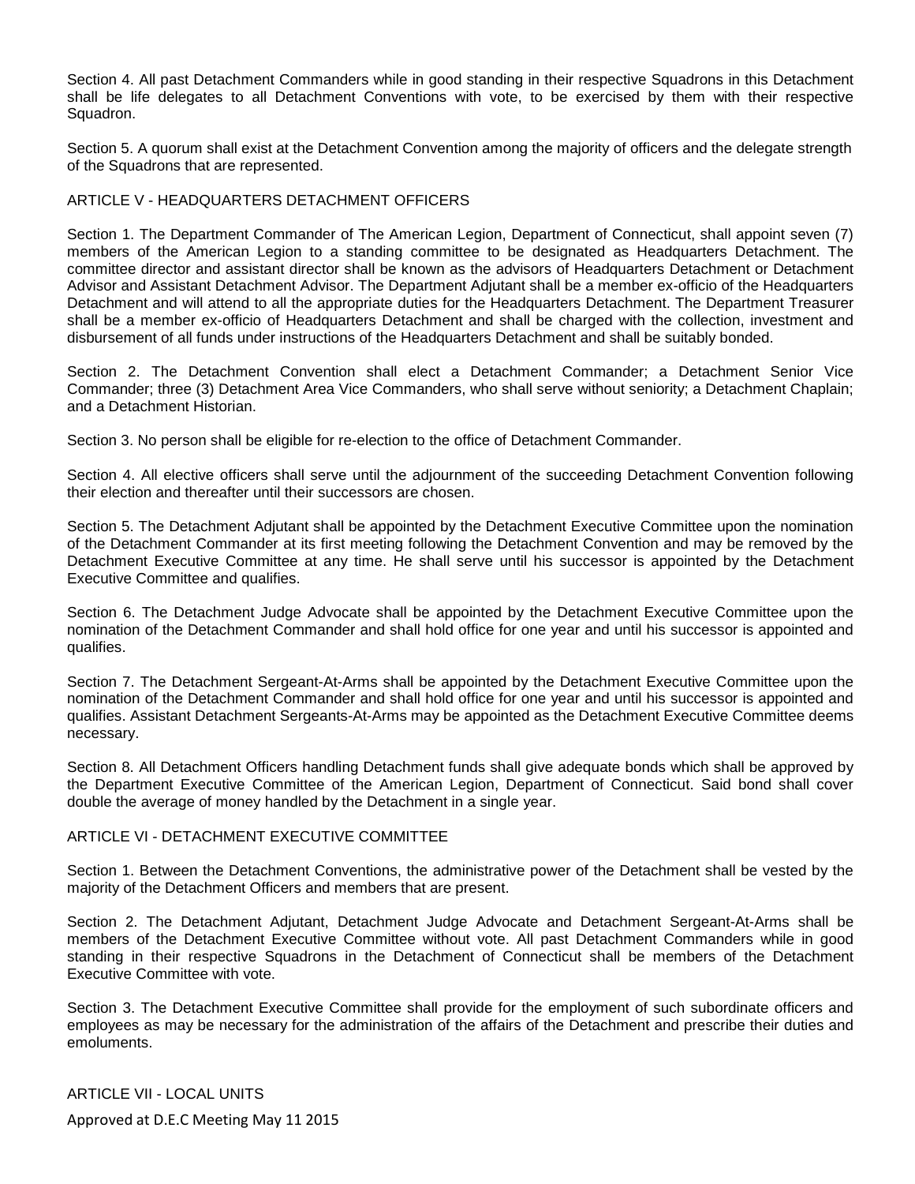Section 4. All past Detachment Commanders while in good standing in their respective Squadrons in this Detachment shall be life delegates to all Detachment Conventions with vote, to be exercised by them with their respective Squadron.

Section 5. A quorum shall exist at the Detachment Convention among the majority of officers and the delegate strength of the Squadrons that are represented.

## ARTICLE V - HEADQUARTERS DETACHMENT OFFICERS

Section 1. The Department Commander of The American Legion, Department of Connecticut, shall appoint seven (7) members of the American Legion to a standing committee to be designated as Headquarters Detachment. The committee director and assistant director shall be known as the advisors of Headquarters Detachment or Detachment Advisor and Assistant Detachment Advisor. The Department Adjutant shall be a member ex-officio of the Headquarters Detachment and will attend to all the appropriate duties for the Headquarters Detachment. The Department Treasurer shall be a member ex-officio of Headquarters Detachment and shall be charged with the collection, investment and disbursement of all funds under instructions of the Headquarters Detachment and shall be suitably bonded.

Section 2. The Detachment Convention shall elect a Detachment Commander; a Detachment Senior Vice Commander; three (3) Detachment Area Vice Commanders, who shall serve without seniority; a Detachment Chaplain; and a Detachment Historian.

Section 3. No person shall be eligible for re-election to the office of Detachment Commander.

Section 4. All elective officers shall serve until the adjournment of the succeeding Detachment Convention following their election and thereafter until their successors are chosen.

Section 5. The Detachment Adjutant shall be appointed by the Detachment Executive Committee upon the nomination of the Detachment Commander at its first meeting following the Detachment Convention and may be removed by the Detachment Executive Committee at any time. He shall serve until his successor is appointed by the Detachment Executive Committee and qualifies.

Section 6. The Detachment Judge Advocate shall be appointed by the Detachment Executive Committee upon the nomination of the Detachment Commander and shall hold office for one year and until his successor is appointed and qualifies.

Section 7. The Detachment Sergeant-At-Arms shall be appointed by the Detachment Executive Committee upon the nomination of the Detachment Commander and shall hold office for one year and until his successor is appointed and qualifies. Assistant Detachment Sergeants-At-Arms may be appointed as the Detachment Executive Committee deems necessary.

Section 8. All Detachment Officers handling Detachment funds shall give adequate bonds which shall be approved by the Department Executive Committee of the American Legion, Department of Connecticut. Said bond shall cover double the average of money handled by the Detachment in a single year.

## ARTICLE VI - DETACHMENT EXECUTIVE COMMITTEE

Section 1. Between the Detachment Conventions, the administrative power of the Detachment shall be vested by the majority of the Detachment Officers and members that are present.

Section 2. The Detachment Adjutant, Detachment Judge Advocate and Detachment Sergeant-At-Arms shall be members of the Detachment Executive Committee without vote. All past Detachment Commanders while in good standing in their respective Squadrons in the Detachment of Connecticut shall be members of the Detachment Executive Committee with vote.

Section 3. The Detachment Executive Committee shall provide for the employment of such subordinate officers and employees as may be necessary for the administration of the affairs of the Detachment and prescribe their duties and emoluments.

## ARTICLE VII - LOCAL UNITS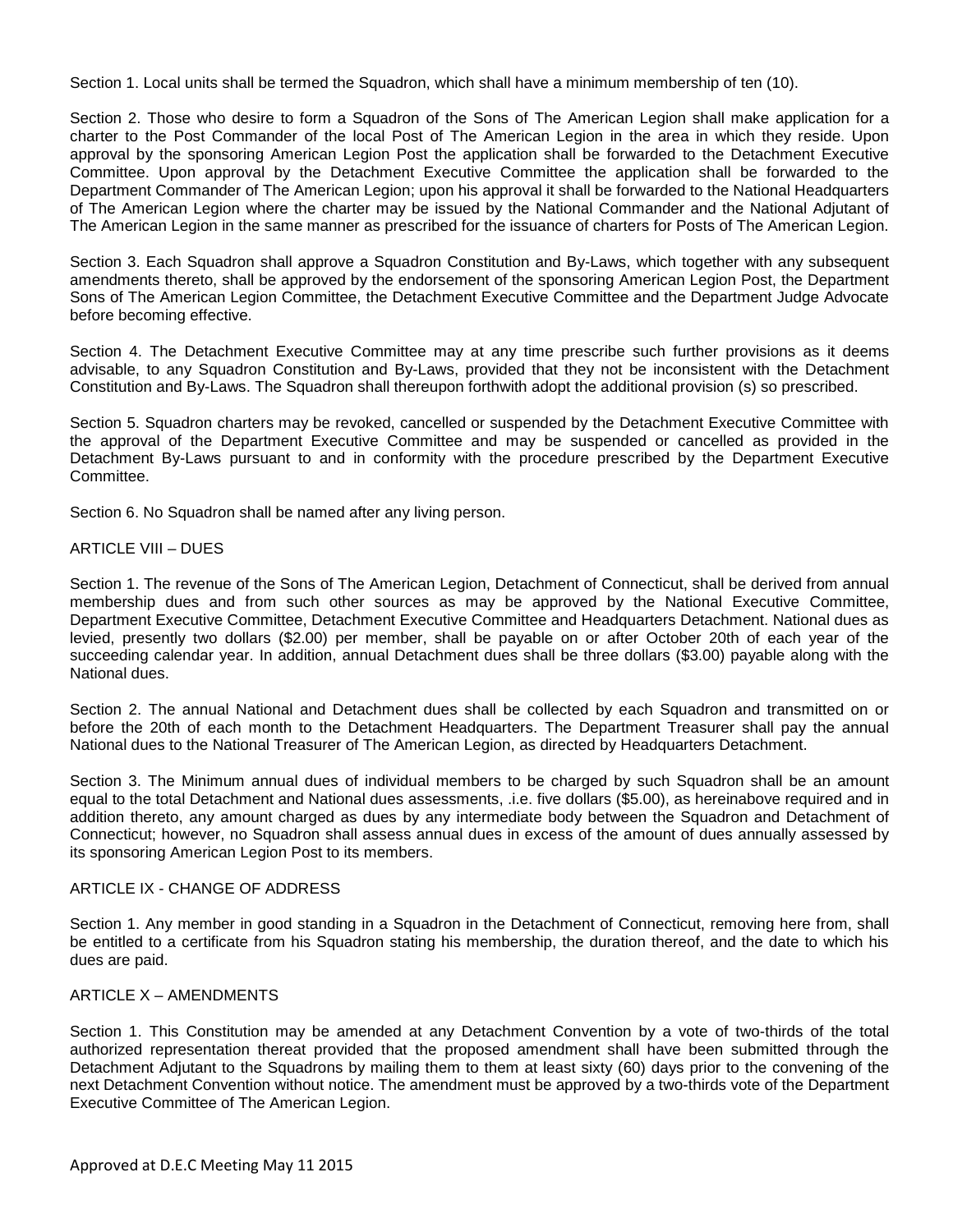Section 1. Local units shall be termed the Squadron, which shall have a minimum membership of ten (10).

Section 2. Those who desire to form a Squadron of the Sons of The American Legion shall make application for a charter to the Post Commander of the local Post of The American Legion in the area in which they reside. Upon approval by the sponsoring American Legion Post the application shall be forwarded to the Detachment Executive Committee. Upon approval by the Detachment Executive Committee the application shall be forwarded to the Department Commander of The American Legion; upon his approval it shall be forwarded to the National Headquarters of The American Legion where the charter may be issued by the National Commander and the National Adjutant of The American Legion in the same manner as prescribed for the issuance of charters for Posts of The American Legion.

Section 3. Each Squadron shall approve a Squadron Constitution and By-Laws, which together with any subsequent amendments thereto, shall be approved by the endorsement of the sponsoring American Legion Post, the Department Sons of The American Legion Committee, the Detachment Executive Committee and the Department Judge Advocate before becoming effective.

Section 4. The Detachment Executive Committee may at any time prescribe such further provisions as it deems advisable, to any Squadron Constitution and By-Laws, provided that they not be inconsistent with the Detachment Constitution and By-Laws. The Squadron shall thereupon forthwith adopt the additional provision (s) so prescribed.

Section 5. Squadron charters may be revoked, cancelled or suspended by the Detachment Executive Committee with the approval of the Department Executive Committee and may be suspended or cancelled as provided in the Detachment By-Laws pursuant to and in conformity with the procedure prescribed by the Department Executive Committee.

Section 6. No Squadron shall be named after any living person.

## ARTICLE VIII – DUES

Section 1. The revenue of the Sons of The American Legion, Detachment of Connecticut, shall be derived from annual membership dues and from such other sources as may be approved by the National Executive Committee, Department Executive Committee, Detachment Executive Committee and Headquarters Detachment. National dues as levied, presently two dollars ($2.00) per member, shall be payable on or after October 20th of each year of the succeeding calendar year. In addition, annual Detachment dues shall be three dollars ($3.00) payable along with the National dues.

Section 2. The annual National and Detachment dues shall be collected by each Squadron and transmitted on or before the 20th of each month to the Detachment Headquarters. The Department Treasurer shall pay the annual National dues to the National Treasurer of The American Legion, as directed by Headquarters Detachment.

Section 3. The Minimum annual dues of individual members to be charged by such Squadron shall be an amount equal to the total Detachment and National dues assessments, .i.e. five dollars ($5.00), as hereinabove required and in addition thereto, any amount charged as dues by any intermediate body between the Squadron and Detachment of Connecticut; however, no Squadron shall assess annual dues in excess of the amount of dues annually assessed by its sponsoring American Legion Post to its members.

## ARTICLE IX - CHANGE OF ADDRESS

Section 1. Any member in good standing in a Squadron in the Detachment of Connecticut, removing here from, shall be entitled to a certificate from his Squadron stating his membership, the duration thereof, and the date to which his dues are paid.

## ARTICLE X – AMENDMENTS

Section 1. This Constitution may be amended at any Detachment Convention by a vote of two-thirds of the total authorized representation thereat provided that the proposed amendment shall have been submitted through the Detachment Adjutant to the Squadrons by mailing them to them at least sixty (60) days prior to the convening of the next Detachment Convention without notice. The amendment must be approved by a two-thirds vote of the Department Executive Committee of The American Legion.

Approved at D.E.C Meeting May 11 2015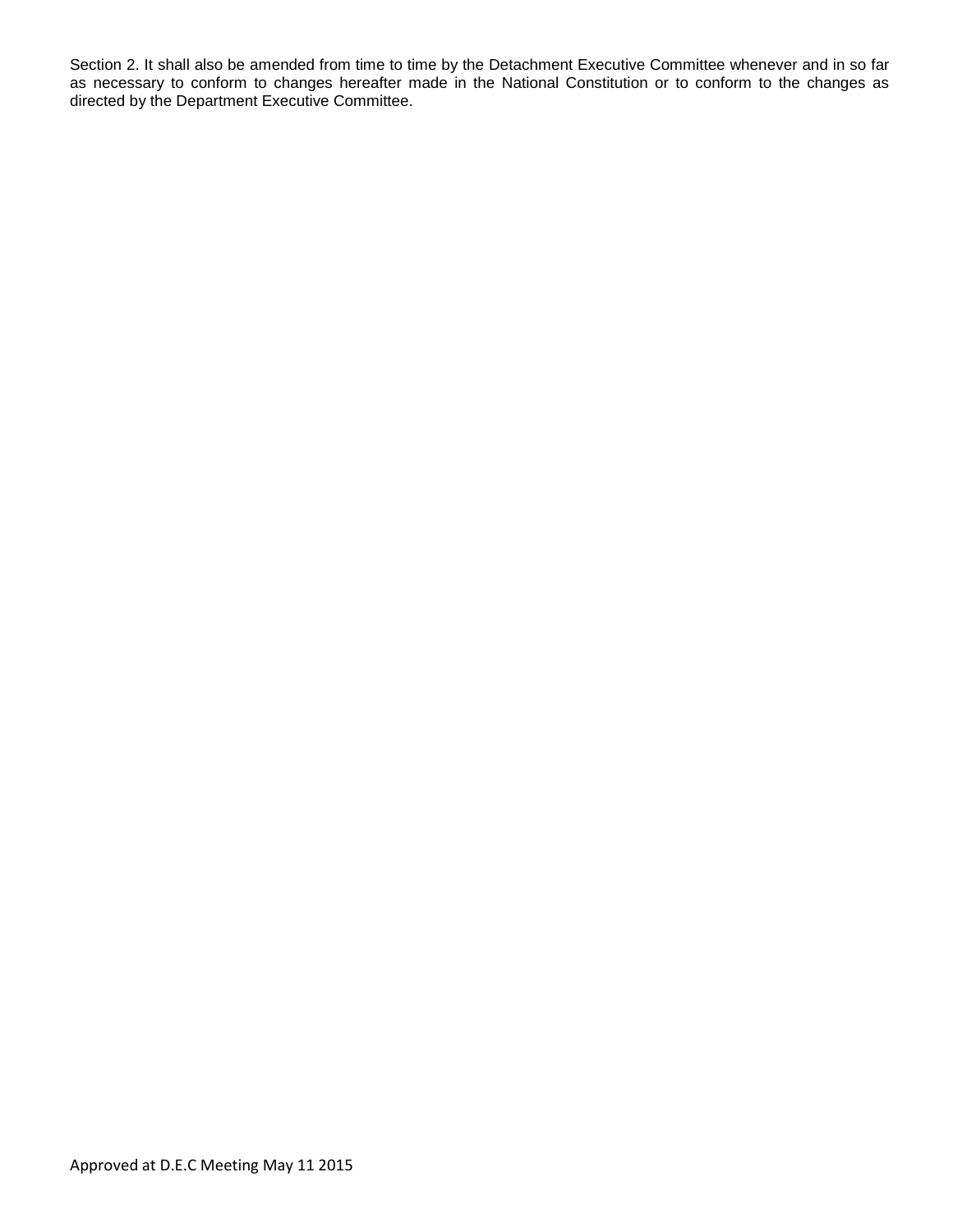Section 2. It shall also be amended from time to time by the Detachment Executive Committee whenever and in so far as necessary to conform to changes hereafter made in the National Constitution or to conform to the changes as directed by the Department Executive Committee.

Approved at D.E.C Meeting May 11 2015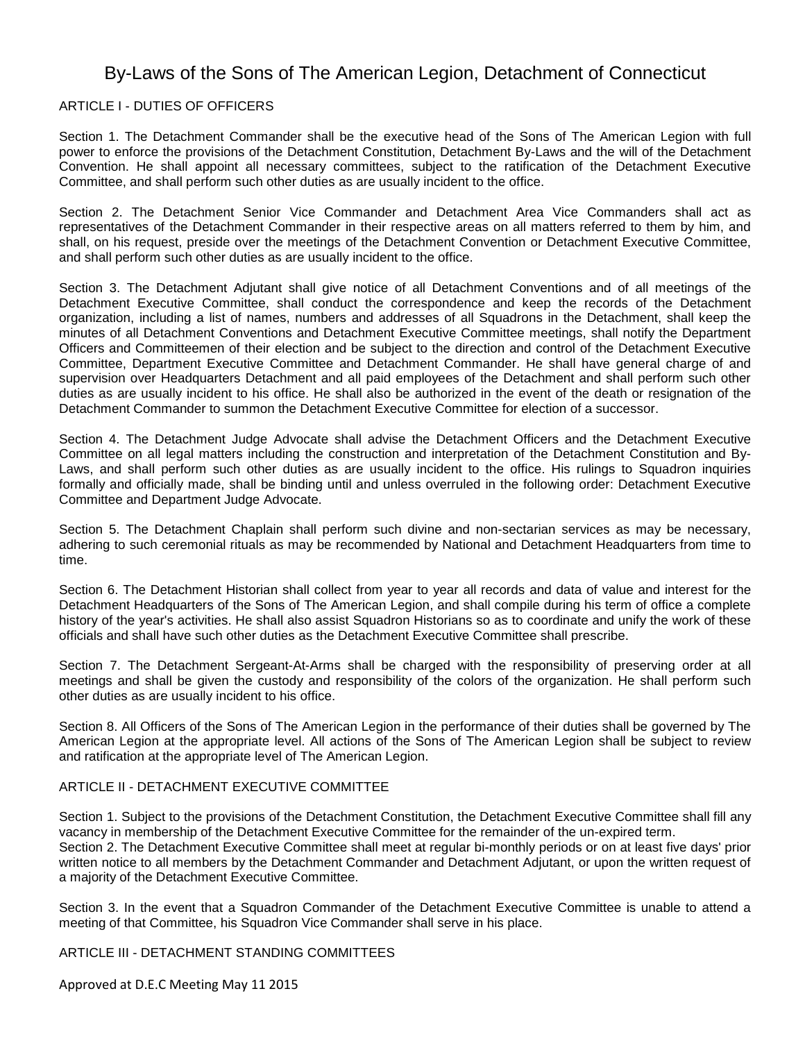# By-Laws of the Sons of The American Legion, Detachment of Connecticut

## ARTICLE I - DUTIES OF OFFICERS

Section 1. The Detachment Commander shall be the executive head of the Sons of The American Legion with full power to enforce the provisions of the Detachment Constitution, Detachment By-Laws and the will of the Detachment Convention. He shall appoint all necessary committees, subject to the ratification of the Detachment Executive Committee, and shall perform such other duties as are usually incident to the office.

Section 2. The Detachment Senior Vice Commander and Detachment Area Vice Commanders shall act as representatives of the Detachment Commander in their respective areas on all matters referred to them by him, and shall, on his request, preside over the meetings of the Detachment Convention or Detachment Executive Committee, and shall perform such other duties as are usually incident to the office.

Section 3. The Detachment Adjutant shall give notice of all Detachment Conventions and of all meetings of the Detachment Executive Committee, shall conduct the correspondence and keep the records of the Detachment organization, including a list of names, numbers and addresses of all Squadrons in the Detachment, shall keep the minutes of all Detachment Conventions and Detachment Executive Committee meetings, shall notify the Department Officers and Committeemen of their election and be subject to the direction and control of the Detachment Executive Committee, Department Executive Committee and Detachment Commander. He shall have general charge of and supervision over Headquarters Detachment and all paid employees of the Detachment and shall perform such other duties as are usually incident to his office. He shall also be authorized in the event of the death or resignation of the Detachment Commander to summon the Detachment Executive Committee for election of a successor.

Section 4. The Detachment Judge Advocate shall advise the Detachment Officers and the Detachment Executive Committee on all legal matters including the construction and interpretation of the Detachment Constitution and By-Laws, and shall perform such other duties as are usually incident to the office. His rulings to Squadron inquiries formally and officially made, shall be binding until and unless overruled in the following order: Detachment Executive Committee and Department Judge Advocate.

Section 5. The Detachment Chaplain shall perform such divine and non-sectarian services as may be necessary, adhering to such ceremonial rituals as may be recommended by National and Detachment Headquarters from time to time.

Section 6. The Detachment Historian shall collect from year to year all records and data of value and interest for the Detachment Headquarters of the Sons of The American Legion, and shall compile during his term of office a complete history of the year's activities. He shall also assist Squadron Historians so as to coordinate and unify the work of these officials and shall have such other duties as the Detachment Executive Committee shall prescribe.

Section 7. The Detachment Sergeant-At-Arms shall be charged with the responsibility of preserving order at all meetings and shall be given the custody and responsibility of the colors of the organization. He shall perform such other duties as are usually incident to his office.

Section 8. All Officers of the Sons of The American Legion in the performance of their duties shall be governed by The American Legion at the appropriate level. All actions of the Sons of The American Legion shall be subject to review and ratification at the appropriate level of The American Legion.

## ARTICLE II - DETACHMENT EXECUTIVE COMMITTEE

Section 1. Subject to the provisions of the Detachment Constitution, the Detachment Executive Committee shall fill any vacancy in membership of the Detachment Executive Committee for the remainder of the un-expired term.

Section 2. The Detachment Executive Committee shall meet at regular bi-monthly periods or on at least five days' prior written notice to all members by the Detachment Commander and Detachment Adjutant, or upon the written request of a majority of the Detachment Executive Committee.

Section 3. In the event that a Squadron Commander of the Detachment Executive Committee is unable to attend a meeting of that Committee, his Squadron Vice Commander shall serve in his place.

## ARTICLE III - DETACHMENT STANDING COMMITTEES

Approved at D.E.C Meeting May 11 2015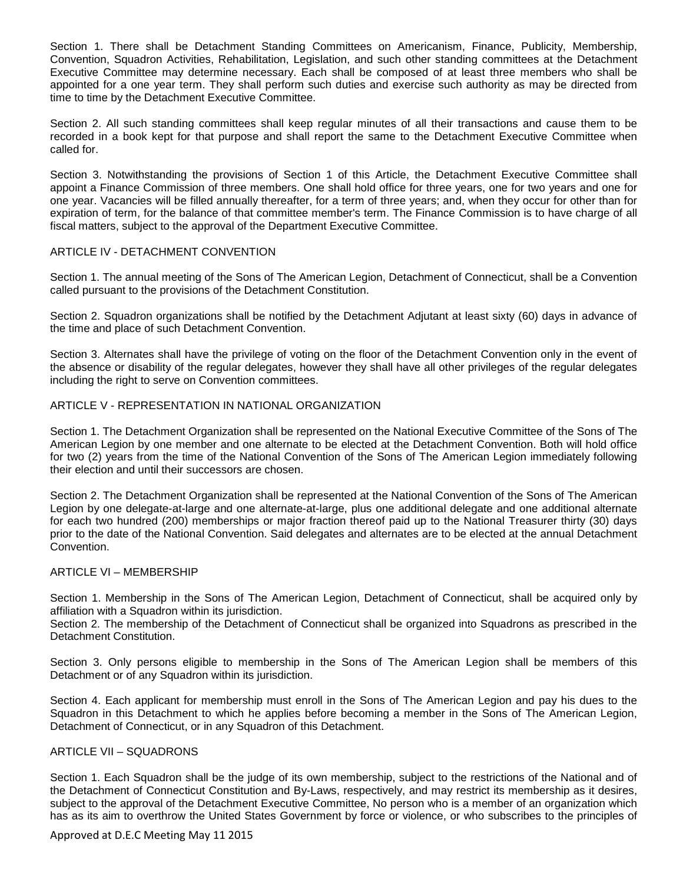Section 1. There shall be Detachment Standing Committees on Americanism, Finance, Publicity, Membership, Convention, Squadron Activities, Rehabilitation, Legislation, and such other standing committees at the Detachment Executive Committee may determine necessary. Each shall be composed of at least three members who shall be appointed for a one year term. They shall perform such duties and exercise such authority as may be directed from time to time by the Detachment Executive Committee.

Section 2. All such standing committees shall keep regular minutes of all their transactions and cause them to be recorded in a book kept for that purpose and shall report the same to the Detachment Executive Committee when called for.

Section 3. Notwithstanding the provisions of Section 1 of this Article, the Detachment Executive Committee shall appoint a Finance Commission of three members. One shall hold office for three years, one for two years and one for one year. Vacancies will be filled annually thereafter, for a term of three years; and, when they occur for other than for expiration of term, for the balance of that committee member's term. The Finance Commission is to have charge of all fiscal matters, subject to the approval of the Department Executive Committee.

## ARTICLE IV - DETACHMENT CONVENTION

Section 1. The annual meeting of the Sons of The American Legion, Detachment of Connecticut, shall be a Convention called pursuant to the provisions of the Detachment Constitution.

Section 2. Squadron organizations shall be notified by the Detachment Adjutant at least sixty (60) days in advance of the time and place of such Detachment Convention.

Section 3. Alternates shall have the privilege of voting on the floor of the Detachment Convention only in the event of the absence or disability of the regular delegates, however they shall have all other privileges of the regular delegates including the right to serve on Convention committees.

## ARTICLE V - REPRESENTATION IN NATIONAL ORGANIZATION

Section 1. The Detachment Organization shall be represented on the National Executive Committee of the Sons of The American Legion by one member and one alternate to be elected at the Detachment Convention. Both will hold office for two (2) years from the time of the National Convention of the Sons of The American Legion immediately following their election and until their successors are chosen.

Section 2. The Detachment Organization shall be represented at the National Convention of the Sons of The American Legion by one delegate-at-large and one alternate-at-large, plus one additional delegate and one additional alternate for each two hundred (200) memberships or major fraction thereof paid up to the National Treasurer thirty (30) days prior to the date of the National Convention. Said delegates and alternates are to be elected at the annual Detachment Convention.

## ARTICLE VI – MEMBERSHIP

Section 1. Membership in the Sons of The American Legion, Detachment of Connecticut, shall be acquired only by affiliation with a Squadron within its jurisdiction.

Section 2. The membership of the Detachment of Connecticut shall be organized into Squadrons as prescribed in the Detachment Constitution.

Section 3. Only persons eligible to membership in the Sons of The American Legion shall be members of this Detachment or of any Squadron within its jurisdiction.

Section 4. Each applicant for membership must enroll in the Sons of The American Legion and pay his dues to the Squadron in this Detachment to which he applies before becoming a member in the Sons of The American Legion, Detachment of Connecticut, or in any Squadron of this Detachment.

## ARTICLE VII – SQUADRONS

Section 1. Each Squadron shall be the judge of its own membership, subject to the restrictions of the National and of the Detachment of Connecticut Constitution and By-Laws, respectively, and may restrict its membership as it desires, subject to the approval of the Detachment Executive Committee, No person who is a member of an organization which has as its aim to overthrow the United States Government by force or violence, or who subscribes to the principles of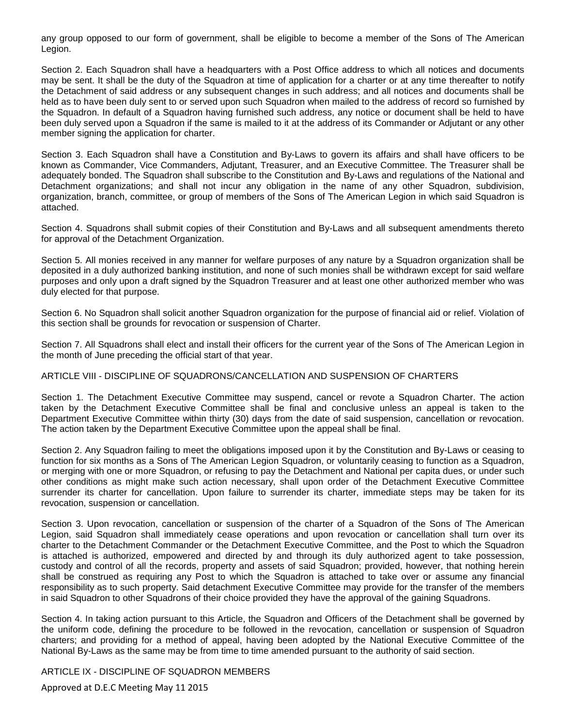any group opposed to our form of government, shall be eligible to become a member of the Sons of The American Legion.

Section 2. Each Squadron shall have a headquarters with a Post Office address to which all notices and documents may be sent. It shall be the duty of the Squadron at time of application for a charter or at any time thereafter to notify the Detachment of said address or any subsequent changes in such address; and all notices and documents shall be held as to have been duly sent to or served upon such Squadron when mailed to the address of record so furnished by the Squadron. In default of a Squadron having furnished such address, any notice or document shall be held to have been duly served upon a Squadron if the same is mailed to it at the address of its Commander or Adjutant or any other member signing the application for charter.

Section 3. Each Squadron shall have a Constitution and By-Laws to govern its affairs and shall have officers to be known as Commander, Vice Commanders, Adjutant, Treasurer, and an Executive Committee. The Treasurer shall be adequately bonded. The Squadron shall subscribe to the Constitution and By-Laws and regulations of the National and Detachment organizations; and shall not incur any obligation in the name of any other Squadron, subdivision, organization, branch, committee, or group of members of the Sons of The American Legion in which said Squadron is attached.

Section 4. Squadrons shall submit copies of their Constitution and By-Laws and all subsequent amendments thereto for approval of the Detachment Organization.

Section 5. All monies received in any manner for welfare purposes of any nature by a Squadron organization shall be deposited in a duly authorized banking institution, and none of such monies shall be withdrawn except for said welfare purposes and only upon a draft signed by the Squadron Treasurer and at least one other authorized member who was duly elected for that purpose.

Section 6. No Squadron shall solicit another Squadron organization for the purpose of financial aid or relief. Violation of this section shall be grounds for revocation or suspension of Charter.

Section 7. All Squadrons shall elect and install their officers for the current year of the Sons of The American Legion in the month of June preceding the official start of that year.

## ARTICLE VIII - DISCIPLINE OF SQUADRONS/CANCELLATION AND SUSPENSION OF CHARTERS

Section 1. The Detachment Executive Committee may suspend, cancel or revote a Squadron Charter. The action taken by the Detachment Executive Committee shall be final and conclusive unless an appeal is taken to the Department Executive Committee within thirty (30) days from the date of said suspension, cancellation or revocation. The action taken by the Department Executive Committee upon the appeal shall be final.

Section 2. Any Squadron failing to meet the obligations imposed upon it by the Constitution and By-Laws or ceasing to function for six months as a Sons of The American Legion Squadron, or voluntarily ceasing to function as a Squadron, or merging with one or more Squadron, or refusing to pay the Detachment and National per capita dues, or under such other conditions as might make such action necessary, shall upon order of the Detachment Executive Committee surrender its charter for cancellation. Upon failure to surrender its charter, immediate steps may be taken for its revocation, suspension or cancellation.

Section 3. Upon revocation, cancellation or suspension of the charter of a Squadron of the Sons of The American Legion, said Squadron shall immediately cease operations and upon revocation or cancellation shall turn over its charter to the Detachment Commander or the Detachment Executive Committee, and the Post to which the Squadron is attached is authorized, empowered and directed by and through its duly authorized agent to take possession, custody and control of all the records, property and assets of said Squadron; provided, however, that nothing herein shall be construed as requiring any Post to which the Squadron is attached to take over or assume any financial responsibility as to such property. Said detachment Executive Committee may provide for the transfer of the members in said Squadron to other Squadrons of their choice provided they have the approval of the gaining Squadrons.

Section 4. In taking action pursuant to this Article, the Squadron and Officers of the Detachment shall be governed by the uniform code, defining the procedure to be followed in the revocation, cancellation or suspension of Squadron charters; and providing for a method of appeal, having been adopted by the National Executive Committee of the National By-Laws as the same may be from time to time amended pursuant to the authority of said section.

## ARTICLE IX - DISCIPLINE OF SQUADRON MEMBERS

Approved at D.E.C Meeting May 11 2015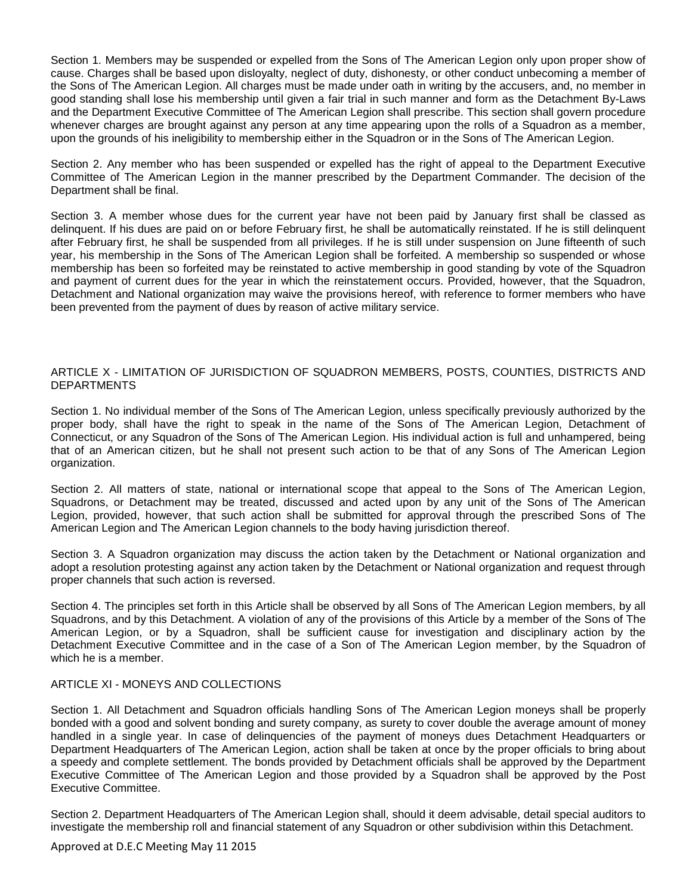Section 1. Members may be suspended or expelled from the Sons of The American Legion only upon proper show of cause. Charges shall be based upon disloyalty, neglect of duty, dishonesty, or other conduct unbecoming a member of the Sons of The American Legion. All charges must be made under oath in writing by the accusers, and, no member in good standing shall lose his membership until given a fair trial in such manner and form as the Detachment By-Laws and the Department Executive Committee of The American Legion shall prescribe. This section shall govern procedure whenever charges are brought against any person at any time appearing upon the rolls of a Squadron as a member, upon the grounds of his ineligibility to membership either in the Squadron or in the Sons of The American Legion.

Section 2. Any member who has been suspended or expelled has the right of appeal to the Department Executive Committee of The American Legion in the manner prescribed by the Department Commander. The decision of the Department shall be final.

Section 3. A member whose dues for the current year have not been paid by January first shall be classed as delinquent. If his dues are paid on or before February first, he shall be automatically reinstated. If he is still delinquent after February first, he shall be suspended from all privileges. If he is still under suspension on June fifteenth of such year, his membership in the Sons of The American Legion shall be forfeited. A membership so suspended or whose membership has been so forfeited may be reinstated to active membership in good standing by vote of the Squadron and payment of current dues for the year in which the reinstatement occurs. Provided, however, that the Squadron, Detachment and National organization may waive the provisions hereof, with reference to former members who have been prevented from the payment of dues by reason of active military service.

## ARTICLE X - LIMITATION OF JURISDICTION OF SQUADRON MEMBERS, POSTS, COUNTIES, DISTRICTS AND DEPARTMENTS

Section 1. No individual member of the Sons of The American Legion, unless specifically previously authorized by the proper body, shall have the right to speak in the name of the Sons of The American Legion, Detachment of Connecticut, or any Squadron of the Sons of The American Legion. His individual action is full and unhampered, being that of an American citizen, but he shall not present such action to be that of any Sons of The American Legion organization.

Section 2. All matters of state, national or international scope that appeal to the Sons of The American Legion, Squadrons, or Detachment may be treated, discussed and acted upon by any unit of the Sons of The American Legion, provided, however, that such action shall be submitted for approval through the prescribed Sons of The American Legion and The American Legion channels to the body having jurisdiction thereof.

Section 3. A Squadron organization may discuss the action taken by the Detachment or National organization and adopt a resolution protesting against any action taken by the Detachment or National organization and request through proper channels that such action is reversed.

Section 4. The principles set forth in this Article shall be observed by all Sons of The American Legion members, by all Squadrons, and by this Detachment. A violation of any of the provisions of this Article by a member of the Sons of The American Legion, or by a Squadron, shall be sufficient cause for investigation and disciplinary action by the Detachment Executive Committee and in the case of a Son of The American Legion member, by the Squadron of which he is a member.

## ARTICLE XI - MONEYS AND COLLECTIONS

Section 1. All Detachment and Squadron officials handling Sons of The American Legion moneys shall be properly bonded with a good and solvent bonding and surety company, as surety to cover double the average amount of money handled in a single year. In case of delinquencies of the payment of moneys dues Detachment Headquarters or Department Headquarters of The American Legion, action shall be taken at once by the proper officials to bring about a speedy and complete settlement. The bonds provided by Detachment officials shall be approved by the Department Executive Committee of The American Legion and those provided by a Squadron shall be approved by the Post Executive Committee.

Section 2. Department Headquarters of The American Legion shall, should it deem advisable, detail special auditors to investigate the membership roll and financial statement of any Squadron or other subdivision within this Detachment.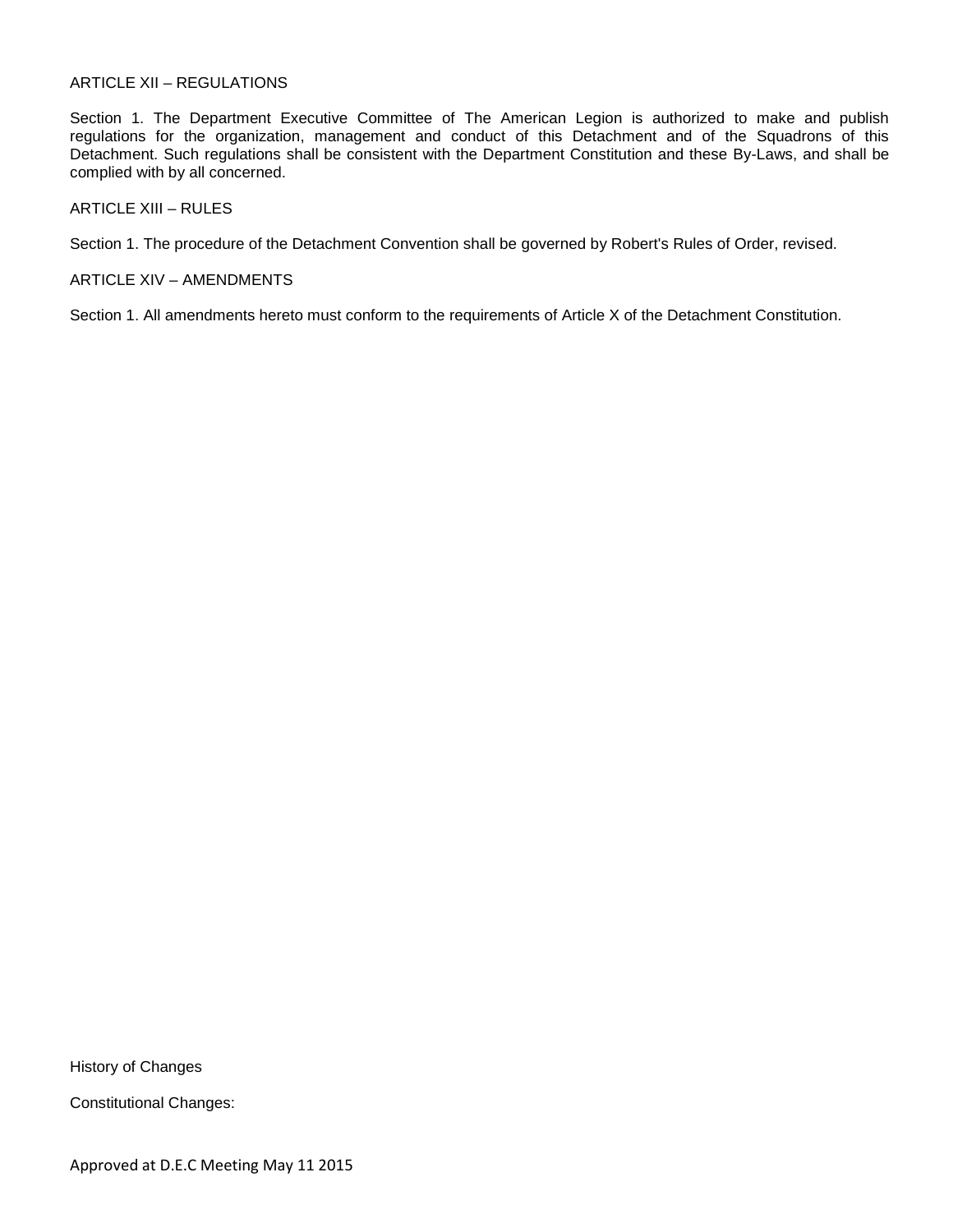ARTICLE XII – REGULATIONS

Section 1. The Department Executive Committee of The American Legion is authorized to make and publish regulations for the organization, management and conduct of this Detachment and of the Squadrons of this Detachment. Such regulations shall be consistent with the Department Constitution and these By-Laws, and shall be complied with by all concerned.

ARTICLE XIII – RULES

Section 1. The procedure of the Detachment Convention shall be governed by Robert's Rules of Order, revised.

ARTICLE XIV – AMENDMENTS

Section 1. All amendments hereto must conform to the requirements of Article X of the Detachment Constitution.

History of Changes

Constitutional Changes:

Approved at D.E.C Meeting May 11 2015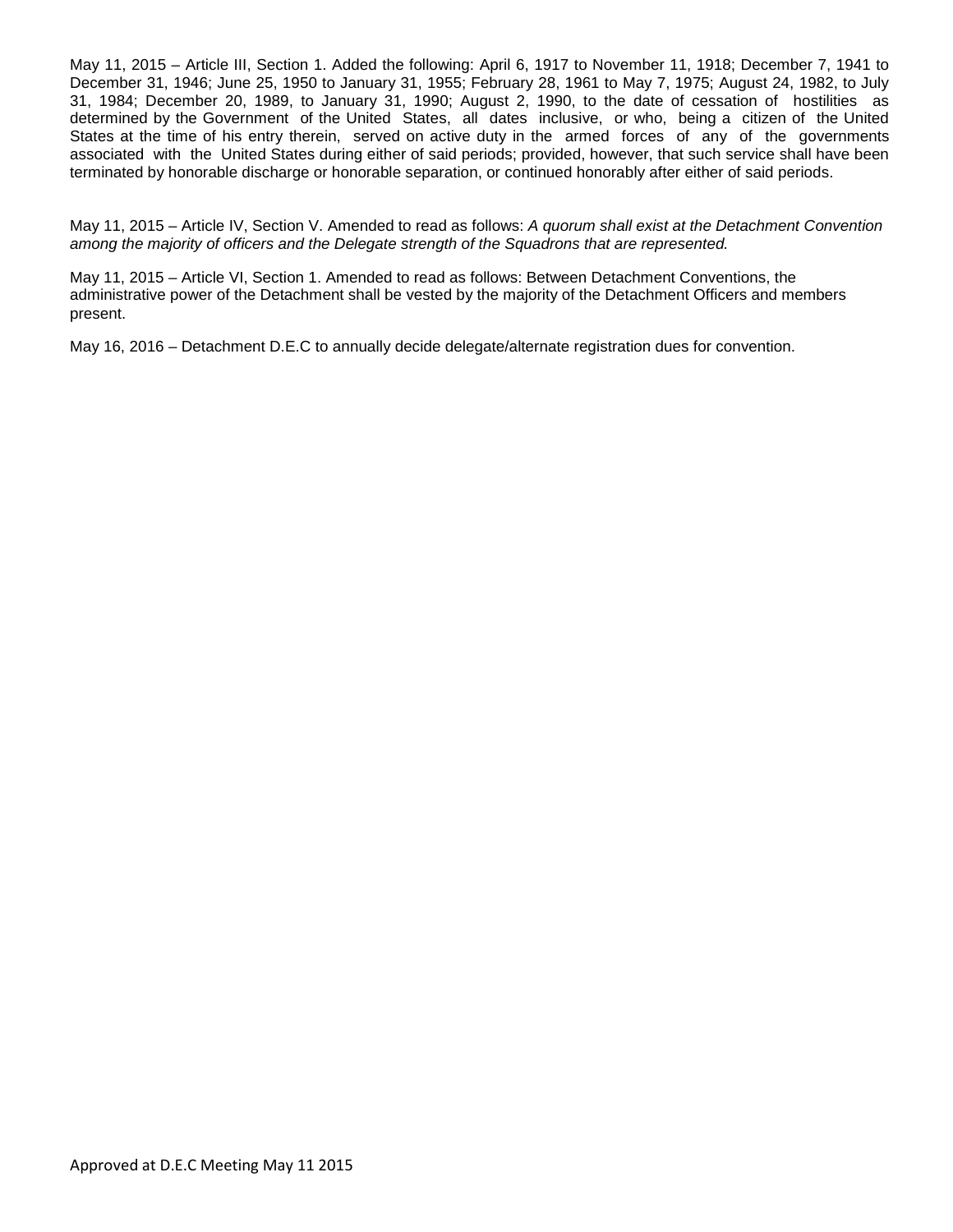May 11, 2015 – Article III, Section 1. Added the following: April 6, 1917 to November 11, 1918; December 7, 1941 to December 31, 1946; June 25, 1950 to January 31, 1955; February 28, 1961 to May 7, 1975; August 24, 1982, to July 31, 1984; December 20, 1989, to January 31, 1990; August 2, 1990, to the date of cessation of hostilities as determined by the Government of the United States, all dates inclusive, or who, being a citizen of the United States at the time of his entry therein, served on active duty in the armed forces of any of the governments associated with the United States during either of said periods; provided, however, that such service shall have been terminated by honorable discharge or honorable separation, or continued honorably after either of said periods.

May 11, 2015 – Article IV, Section V. Amended to read as follows: *A quorum shall exist at the Detachment Convention among the majority of officers and the Delegate strength of the Squadrons that are represented.*

May 11, 2015 – Article VI, Section 1. Amended to read as follows: Between Detachment Conventions, the administrative power of the Detachment shall be vested by the majority of the Detachment Officers and members present.

May 16, 2016 – Detachment D.E.C to annually decide delegate/alternate registration dues for convention.

Approved at D.E.C Meeting May 11 2015